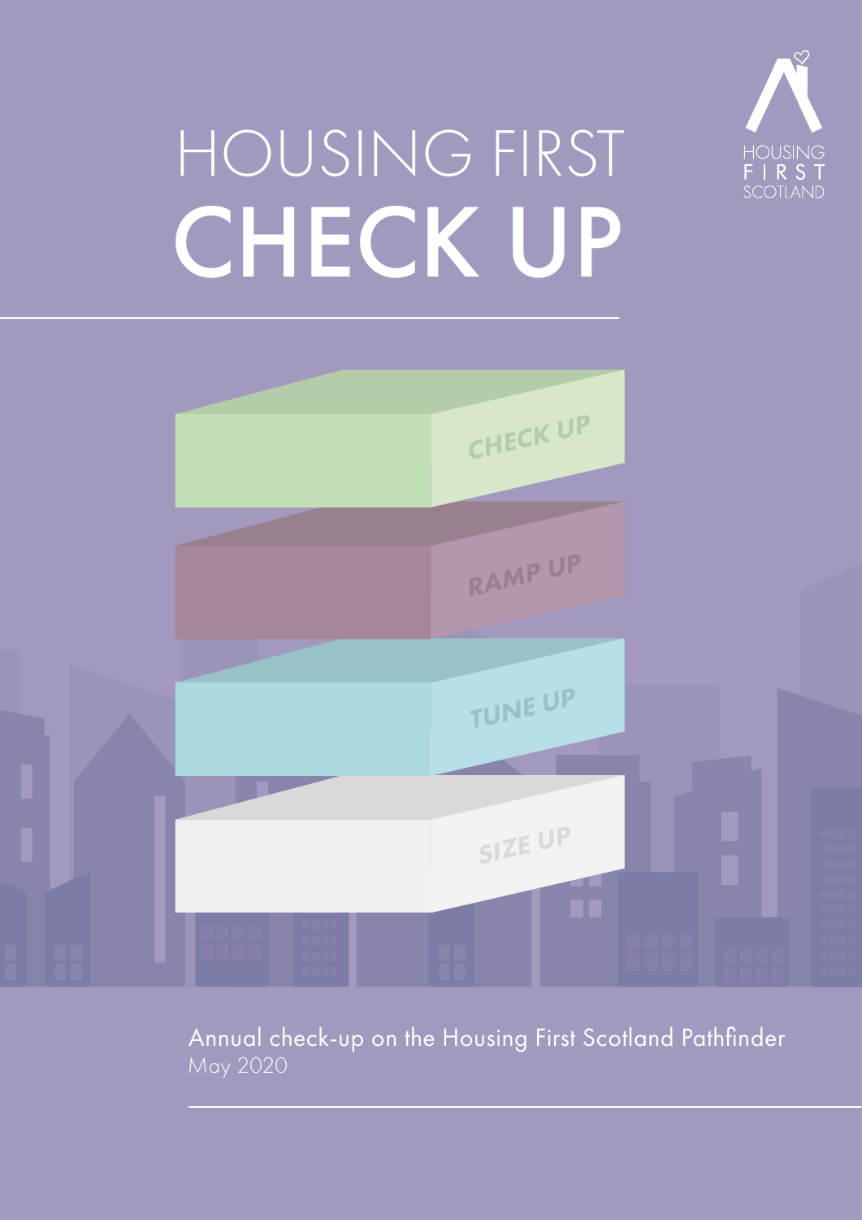# HOUSING FIRST CHECK UP

HOUSING FIRST SCOTLAND

CHECK UP

RAMP UP

TUNE UP

SIZE UP

Annual check-up on the Housing First Scotland Pathfinder
May 2020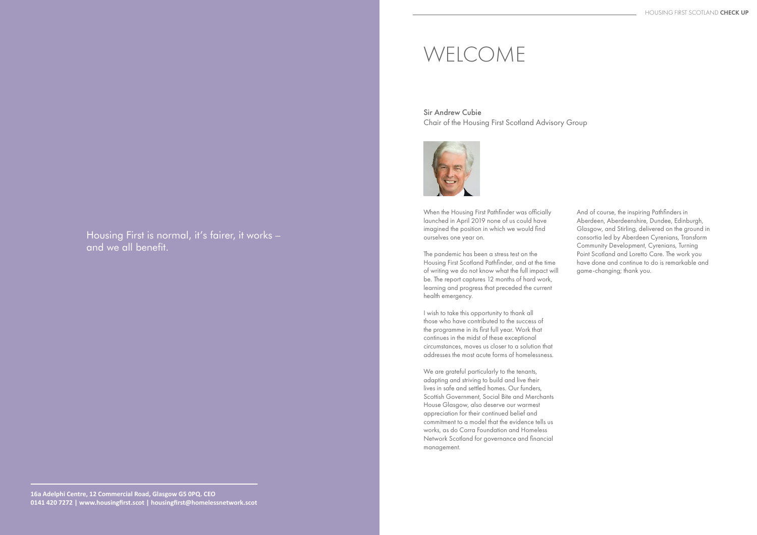Housing First is normal, it's fairer, it works – and we all benefit.

16a Adelphi Centre, 12 Commercial Road, Glasgow G5 0PQ. CEO
0141 420 7272 | www.housingfirst.scot | housingfirst@homelessnetwork.scot

# WELCOME

**Sir Andrew Cubie**
Chair of the Housing First Scotland Advisory Group

When the Housing First Pathfinder was officially launched in April 2019 none of us could have imagined the position in which we would find ourselves one year on.

The pandemic has been a stress test on the Housing First Scotland Pathfinder, and at the time of writing we do not know what the full impact will be. The report captures 12 months of hard work, learning and progress that preceded the current health emergency.

I wish to take this opportunity to thank all those who have contributed to the success of the programme in its first full year. Work that continues in the midst of these exceptional circumstances, moves us closer to a solution that addresses the most acute forms of homelessness.

We are grateful particularly to the tenants, adapting and striving to build and live their lives in safe and settled homes. Our funders, Scottish Government, Social Bite and Merchants House Glasgow, also deserve our warmest appreciation for their continued belief and commitment to a model that the evidence tells us works, as do Corra Foundation and Homeless Network Scotland for governance and financial management.

And of course, the inspiring Pathfinders in Aberdeen, Aberdeenshire, Dundee, Edinburgh, Glasgow, and Stirling, delivered on the ground in consortia led by Aberdeen Cyrenians, Transform Community Development, Cyrenians, Turning Point Scotland and Loretto Care. The work you have done and continue to do is remarkable and game-changing; thank you.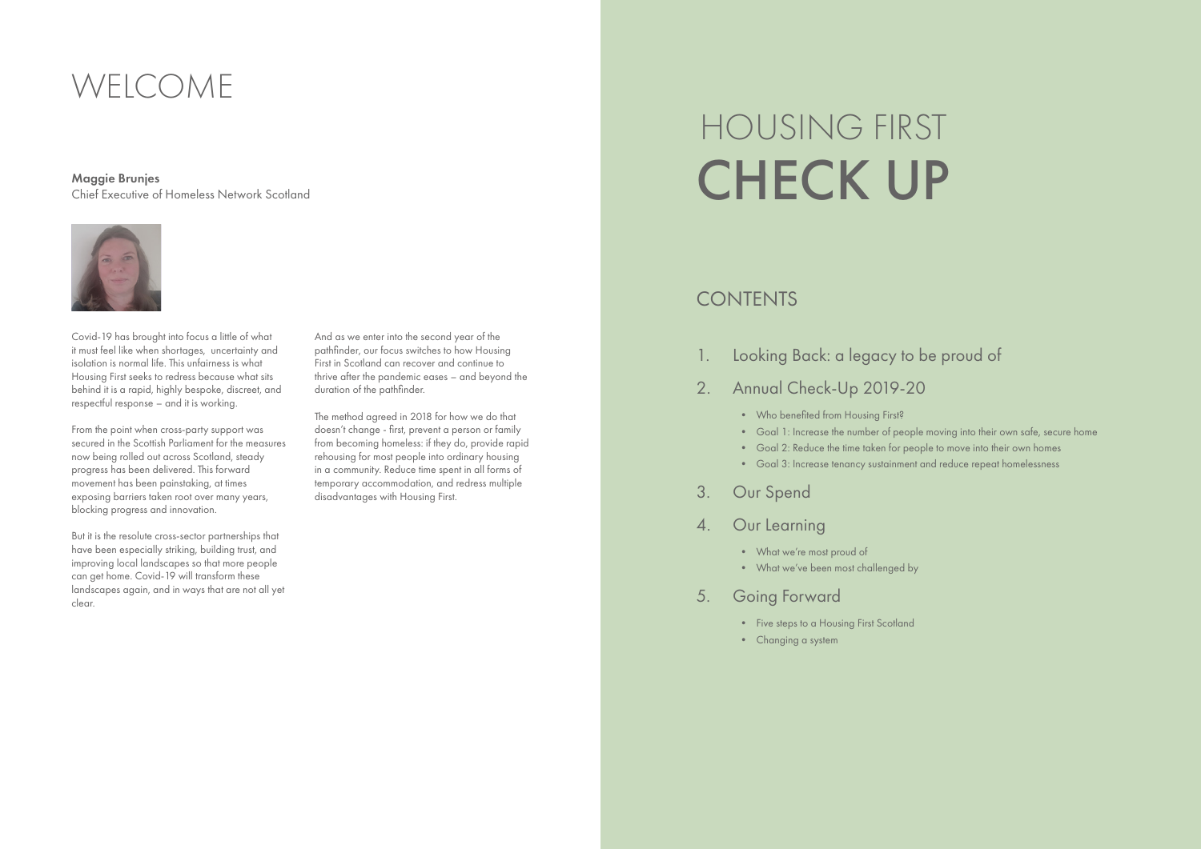# WELCOME

**Maggie Brunjes**
Chief Executive of Homeless Network Scotland

Covid-19 has brought into focus a little of what it must feel like when shortages, uncertainty and isolation is normal life. This unfairness is what Housing First seeks to redress because what sits behind it is a rapid, highly bespoke, discreet, and respectful response – and it is working.

From the point when cross-party support was secured in the Scottish Parliament for the measures now being rolled out across Scotland, steady progress has been delivered. This forward movement has been painstaking, at times exposing barriers taken root over many years, blocking progress and innovation.

But it is the resolute cross-sector partnerships that have been especially striking, building trust, and improving local landscapes so that more people can get home. Covid-19 will transform these landscapes again, and in ways that are not all yet clear.

And as we enter into the second year of the pathfinder, our focus switches to how Housing First in Scotland can recover and continue to thrive after the pandemic eases – and beyond the duration of the pathfinder.

The method agreed in 2018 for how we do that doesn't change - first, prevent a person or family from becoming homeless: if they do, provide rapid rehousing for most people into ordinary housing in a community. Reduce time spent in all forms of temporary accommodation, and redress multiple disadvantages with Housing First.

# HOUSING FIRST CHECK UP

## CONTENTS

1. Looking Back: a legacy to be proud of
2. Annual Check-Up 2019-20
   - Who benefited from Housing First?
   - Goal 1: Increase the number of people moving into their own safe, secure home
   - Goal 2: Reduce the time taken for people to move into their own homes
   - Goal 3: Increase tenancy sustainment and reduce repeat homelessness
3. Our Spend
4. Our Learning
   - What we're most proud of
   - What we've been most challenged by
5. Going Forward
   - Five steps to a Housing First Scotland
   - Changing a system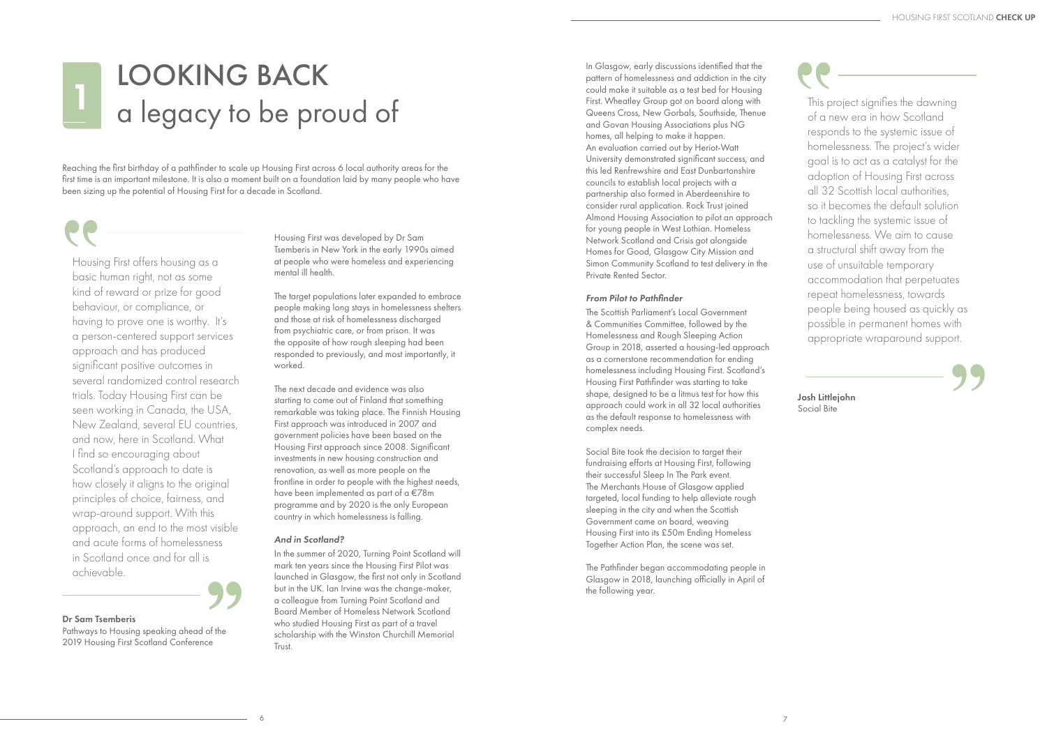# 1 LOOKING BACK a legacy to be proud of

Reaching the first birthday of a pathfinder to scale up Housing First across 6 local authority areas for the first time is an important milestone. It is also a moment built on a foundation laid by many people who have been sizing up the potential of Housing First for a decade in Scotland.

> Housing First offers housing as a basic human right, not as some kind of reward or prize for good behaviour, or compliance, or having to prove one is worthy. It's a person-centered support services approach and has produced significant positive outcomes in several randomized control research trials. Today Housing First can be seen working in Canada, the USA, New Zealand, several EU countries, and now, here in Scotland. What I find so encouraging about Scotland's approach to date is how closely it aligns to the original principles of choice, fairness, and wrap-around support. With this approach, an end to the most visible and acute forms of homelessness in Scotland once and for all is achievable.
>
> **Dr Sam Tsemberis**
> Pathways to Housing speaking ahead of the 2019 Housing First Scotland Conference

Housing First was developed by Dr Sam Tsemberis in New York in the early 1990s aimed at people who were homeless and experiencing mental ill health.

The target populations later expanded to embrace people making long stays in homelessness shelters and those at risk of homelessness discharged from psychiatric care, or from prison. It was the opposite of how rough sleeping had been responded to previously, and most importantly, it worked.

The next decade and evidence was also starting to come out of Finland that something remarkable was taking place. The Finnish Housing First approach was introduced in 2007 and government policies have been based on the Housing First approach since 2008. Significant investments in new housing construction and renovation, as well as more people on the frontline in order to people with the highest needs, have been implemented as part of a €78m programme and by 2020 is the only European country in which homelessness is falling.

### *And in Scotland?*

In the summer of 2020, Turning Point Scotland will mark ten years since the Housing First Pilot was launched in Glasgow, the first not only in Scotland but in the UK. Ian Irvine was the change-maker, a colleague from Turning Point Scotland and Board Member of Homeless Network Scotland who studied Housing First as part of a travel scholarship with the Winston Churchill Memorial Trust.

In Glasgow, early discussions identified that the pattern of homelessness and addiction in the city could make it suitable as a test bed for Housing First. Wheatley Group got on board along with Queens Cross, New Gorbals, Southside, Thenue and Govan Housing Associations plus NG homes, all helping to make it happen. An evaluation carried out by Heriot-Watt University demonstrated significant success, and this led Renfrewshire and East Dunbartonshire councils to establish local projects with a partnership also formed in Aberdeenshire to consider rural application. Rock Trust joined Almond Housing Association to pilot an approach for young people in West Lothian. Homeless Network Scotland and Crisis got alongside Homes for Good, Glasgow City Mission and Simon Community Scotland to test delivery in the Private Rented Sector.

### *From Pilot to Pathfinder*

The Scottish Parliament's Local Government & Communities Committee, followed by the Homelessness and Rough Sleeping Action Group in 2018, asserted a housing-led approach as a cornerstone recommendation for ending homelessness including Housing First. Scotland's Housing First Pathfinder was starting to take shape, designed to be a litmus test for how this approach could work in all 32 local authorities as the default response to homelessness with complex needs.

Social Bite took the decision to target their fundraising efforts at Housing First, following their successful Sleep In The Park event. The Merchants House of Glasgow applied targeted, local funding to help alleviate rough sleeping in the city and when the Scottish Government came on board, weaving Housing First into its £50m Ending Homeless Together Action Plan, the scene was set.

The Pathfinder began accommodating people in Glasgow in 2018, launching officially in April of the following year.

> This project signifies the dawning of a new era in how Scotland responds to the systemic issue of homelessness. The project's wider goal is to act as a catalyst for the adoption of Housing First across all 32 Scottish local authorities, so it becomes the default solution to tackling the systemic issue of homelessness. We aim to cause a structural shift away from the use of unsuitable temporary accommodation that perpetuates repeat homelessness, towards people being housed as quickly as possible in permanent homes with appropriate wraparound support.
>
> **Josh Littlejohn**
> Social Bite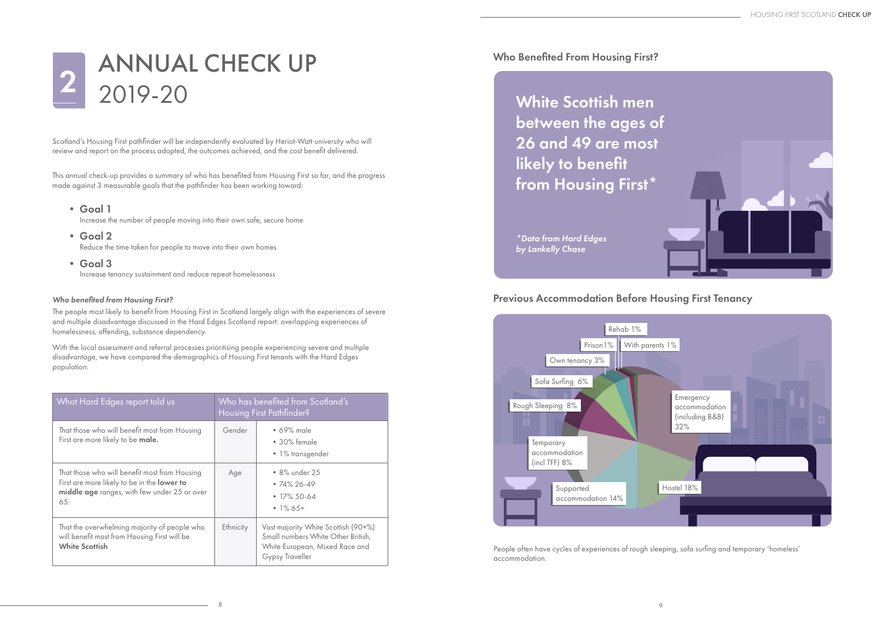# 2 ANNUAL CHECK UP 2019-20

Scotland's Housing First pathfinder will be independently evaluated by Heriot-Watt university who will review and report on the process adopted, the outcomes achieved, and the cost benefit delivered.

This annual check-up provides a summary of who has benefited from Housing First so far, and the progress made against 3 measurable goals that the pathfinder has been working toward:

- **Goal 1**
  Increase the number of people moving into their own safe, secure home
- **Goal 2**
  Reduce the time taken for people to move into their own homes
- **Goal 3**
  Increase tenancy sustainment and reduce repeat homelessness

***Who benefited from Housing First?***

The people most likely to benefit from Housing First in Scotland largely align with the experiences of severe and multiple disadvantage discussed in the Hard Edges Scotland report: overlapping experiences of homelessness, offending, substance dependency.

With the local assessment and referral processes prioritising people experiencing severe and multiple disadvantage, we have compared the demographics of Housing First tenants with the Hard Edges population:

| What Hard Edges report told us | Who has benefited from Scotland's Housing First Pathfinder? | |
|---|---|---|
| That those who will benefit most from Housing First are more likely to be **male.** | Gender | • 69% male<br>• 30% female<br>• 1% transgender |
| That those who will benefit most from Housing First are more likely to be in the **lower to middle age** ranges, with few under 25 or over 65. | Age | • 8% under 25<br>• 74% 26-49<br>• 17% 50-64<br>• 1% 65+ |
| That the overwhelming majority of people who will benefit most from Housing First will be **White Scottish** | Ethnicity | Vast majority White Scottish (90+%) Small numbers White Other British, White European, Mixed Race and Gypsy Traveller |

## Who Benefited From Housing First?

**White Scottish men between the ages of 26 and 49 are most likely to benefit from Housing First***

**Data from Hard Edges by Lankelly Chase*

## Previous Accommodation Before Housing First Tenancy

- Emergency accommodation (including B&B) 32%
- Hostel 18%
- Supported accommodation 14%
- Temporary accommodation (incl TFF) 8%
- Rough Sleeping 8%
- Sofa Surfing 6%
- Own tenancy 3%
- Prison 1%
- Rehab 1%
- With parents 1%

People often have cycles of experiences of rough sleeping, sofa surfing and temporary 'homeless' accommodation.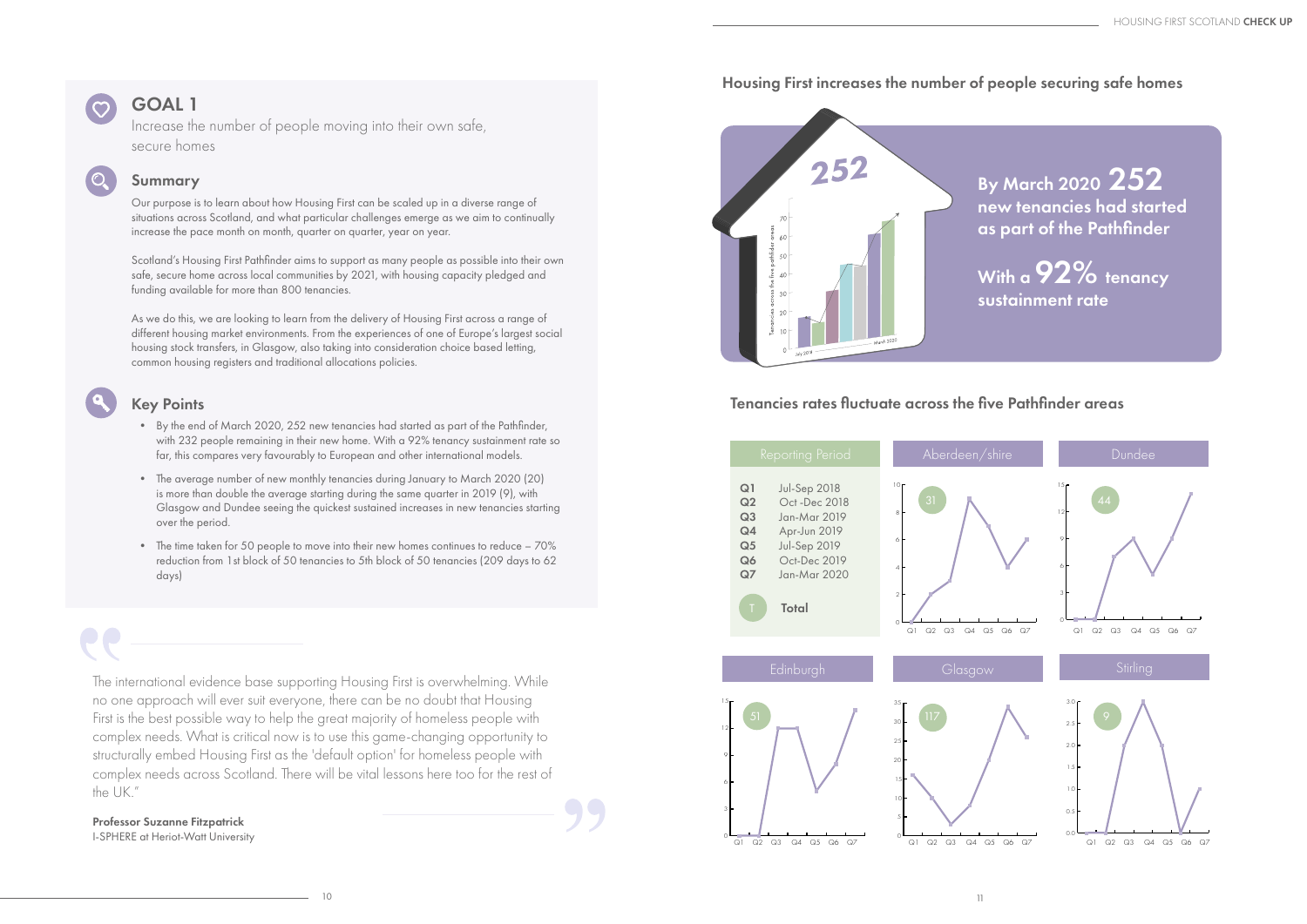## GOAL 1

Increase the number of people moving into their own safe, secure homes

### Summary

Our purpose is to learn about how Housing First can be scaled up in a diverse range of situations across Scotland, and what particular challenges emerge as we aim to continually increase the pace month on month, quarter on quarter, year on year.

Scotland's Housing First Pathfinder aims to support as many people as possible into their own safe, secure home across local communities by 2021, with housing capacity pledged and funding available for more than 800 tenancies.

As we do this, we are looking to learn from the delivery of Housing First across a range of different housing market environments. From the experiences of one of Europe's largest social housing stock transfers, in Glasgow, also taking into consideration choice based letting, common housing registers and traditional allocations policies.

### Key Points

- By the end of March 2020, 252 new tenancies had started as part of the Pathfinder, with 232 people remaining in their new home. With a 92% tenancy sustainment rate so far, this compares very favourably to European and other international models.
- The average number of new monthly tenancies during January to March 2020 (20) is more than double the average starting during the same quarter in 2019 (9), with Glasgow and Dundee seeing the quickest sustained increases in new tenancies starting over the period.
- The time taken for 50 people to move into their new homes continues to reduce – 70% reduction from 1st block of 50 tenancies to 5th block of 50 tenancies (209 days to 62 days)

"The international evidence base supporting Housing First is overwhelming. While no one approach will ever suit everyone, there can be no doubt that Housing First is the best possible way to help the great majority of homeless people with complex needs. What is critical now is to use this game-changing opportunity to structurally embed Housing First as the 'default option' for homeless people with complex needs across Scotland. There will be vital lessons here too for the rest of the UK."

**Professor Suzanne Fitzpatrick**
I-SPHERE at Heriot-Watt University

### Housing First increases the number of people securing safe homes

**252**

By March 2020 **252** new tenancies had started as part of the Pathfinder

With a **92%** tenancy sustainment rate

### Tenancies rates fluctuate across the five Pathfinder areas

| Reporting Period | |
|---|---|
| Q1 | Jul-Sep 2018 |
| Q2 | Oct -Dec 2018 |
| Q3 | Jan-Mar 2019 |
| Q4 | Apr-Jun 2019 |
| Q5 | Jul-Sep 2019 |
| Q6 | Oct-Dec 2019 |
| Q7 | Jan-Mar 2020 |
| T | Total |

| Area | Total |
|---|---|
| Aberdeen/shire | 31 |
| Dundee | 44 |
| Edinburgh | 51 |
| Glasgow | 117 |
| Stirling | 9 |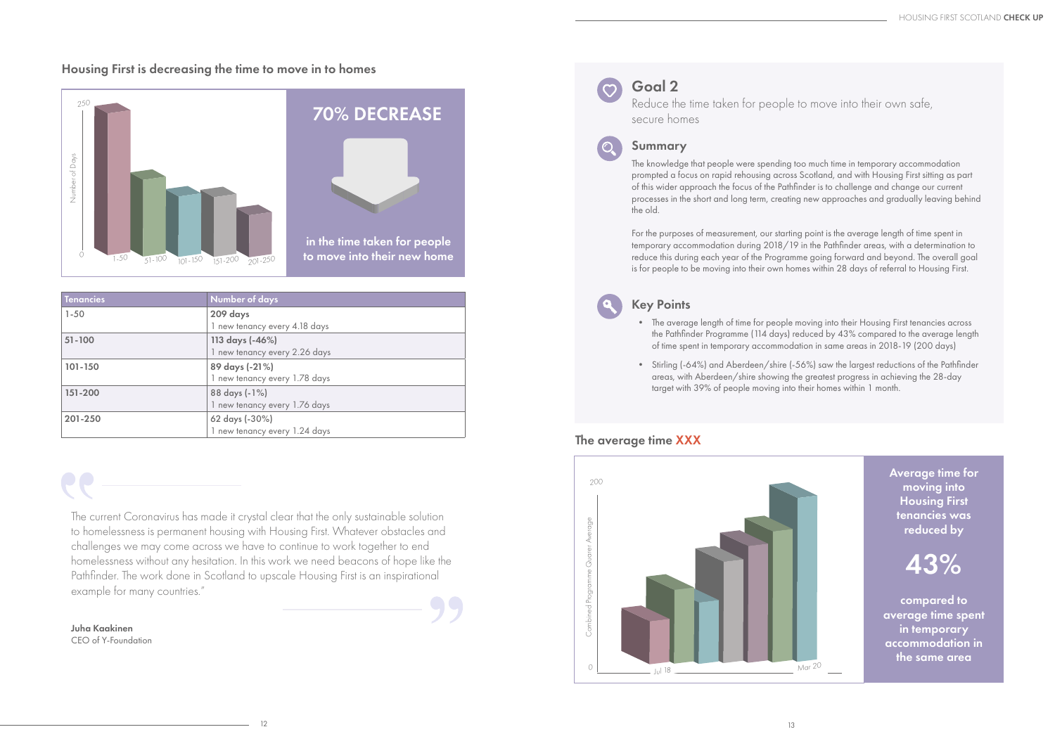## Housing First is decreasing the time to move in to homes

Number of Days

250

0

1-50 51-100 101-150 151-200 201-250

**70% DECREASE**

**in the time taken for people to move into their new home**

| Tenancies | Number of days |
|---|---|
| 1-50 | **209 days**<br>1 new tenancy every 4.18 days |
| 51-100 | **113 days (-46%)**<br>1 new tenancy every 2.26 days |
| 101-150 | **89 days (-21%)**<br>1 new tenancy every 1.78 days |
| 151-200 | **88 days (-1%)**<br>1 new tenancy every 1.76 days |
| 201-250 | **62 days (-30%)**<br>1 new tenancy every 1.24 days |

> The current Coronavirus has made it crystal clear that the only sustainable solution to homelessness is permanent housing with Housing First. Whatever obstacles and challenges we may come across we have to continue to work together to end homelessness without any hesitation. In this work we need beacons of hope like the Pathfinder. The work done in Scotland to upscale Housing First is an inspirational example for many countries."
>
> **Juha Kaakinen**
> CEO of Y-Foundation

## Goal 2

Reduce the time taken for people to move into their own safe, secure homes

### Summary

The knowledge that people were spending too much time in temporary accommodation prompted a focus on rapid rehousing across Scotland, and with Housing First sitting as part of this wider approach the focus of the Pathfinder is to challenge and change our current processes in the short and long term, creating new approaches and gradually leaving behind the old.

For the purposes of measurement, our starting point is the average length of time spent in temporary accommodation during 2018/19 in the Pathfinder areas, with a determination to reduce this during each year of the Programme going forward and beyond. The overall goal is for people to be moving into their own homes within 28 days of referral to Housing First.

### Key Points

- The average length of time for people moving into their Housing First tenancies across the Pathfinder Programme (114 days) reduced by 43% compared to the average length of time spent in temporary accommodation in same areas in 2018-19 (200 days)
- Stirling (-64%) and Aberdeen/shire (-56%) saw the largest reductions of the Pathfinder areas, with Aberdeen/shire showing the greatest progress in achieving the 28-day target with 39% of people moving into their homes within 1 month.

## The average time XXX

Combined Programme Quarter Average

200

0

Jul 18 Mar 20

**Average time for moving into Housing First tenancies was reduced by**

**43%**

**compared to average time spent in temporary accommodation in the same area**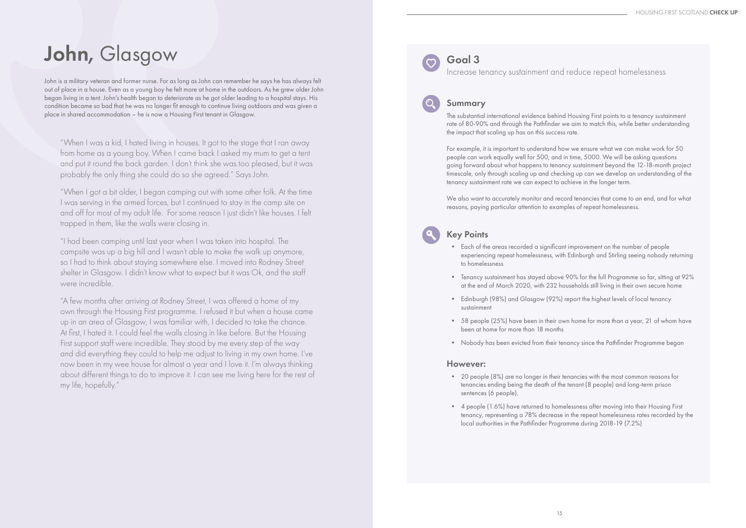# **John,** Glasgow

John is a military veteran and former nurse. For as long as John can remember he says he has always felt out of place in a house. Even as a young boy he felt more at home in the outdoors. As he grew older John began living in a tent. John's health began to deteriorate as he got older leading to a hospital stays. His condition became so bad that he was no longer fit enough to continue living outdoors and was given a place in shared accommodation – he is now a Housing First tenant in Glasgow.

"When I was a kid, I hated living in houses. It got to the stage that I ran away from home as a young boy. When I came back I asked my mum to get a tent and put it round the back garden. I don't think she was too pleased, but it was probably the only thing she could do so she agreed." Says John.

"When I got a bit older, I began camping out with some other folk. At the time I was serving in the armed forces, but I continued to stay in the camp site on and off for most of my adult life. For some reason I just didn't like houses. I felt trapped in them, like the walls were closing in.

"I had been camping until last year when I was taken into hospital. The campsite was up a big hill and I wasn't able to make the walk up anymore, so I had to think about staying somewhere else. I moved into Rodney Street shelter in Glasgow. I didn't know what to expect but it was Ok, and the staff were incredible.

"A few months after arriving at Rodney Street, I was offered a home of my own through the Housing First programme. I refused it but when a house came up in an area of Glasgow, I was familiar with, I decided to take the chance. At first, I hated it. I could feel the walls closing in like before. But the Housing First support staff were incredible. They stood by me every step of the way and did everything they could to help me adjust to living in my own home. I've now been in my wee house for almost a year and I love it. I'm always thinking about different things to do to improve it. I can see me living here for the rest of my life, hopefully."

## Goal 3

Increase tenancy sustainment and reduce repeat homelessness

### Summary

The substantial international evidence behind Housing First points to a tenancy sustainment rate of 80-90% and through the Pathfinder we aim to match this, while better understanding the impact that scaling up has on this success rate.

For example, it is important to understand how we ensure what we can make work for 50 people can work equally well for 500, and in time, 5000. We will be asking questions going forward about what happens to tenancy sustainment beyond the 12-18-month project timescale, only through scaling up and checking up can we develop an understanding of the tenancy sustainment rate we can expect to achieve in the longer term.

We also want to accurately monitor and record tenancies that come to an end, and for what reasons, paying particular attention to examples of repeat homelessness.

### Key Points

- Each of the areas recorded a significant improvement on the number of people experiencing repeat homelessness, with Edinburgh and Stirling seeing nobody returning to homelessness
- Tenancy sustainment has stayed above 90% for the full Programme so far, sitting at 92% at the end of March 2020, with 232 households still living in their own secure home
- Edinburgh (98%) and Glasgow (92%) report the highest levels of local tenancy sustainment
- 58 people (25%) have been in their own home for more than a year, 21 of whom have been at home for more than 18 months
- Nobody has been evicted from their tenancy since the Pathfinder Programme began

### However:

- 20 people (8%) are no longer in their tenancies with the most common reasons for tenancies ending being the death of the tenant (8 people) and long-term prison sentences (6 people).
- 4 people (1.6%) have returned to homelessness after moving into their Housing First tenancy, representing a 78% decrease in the repeat homelessness rates recorded by the local authorities in the Pathfinder Programme during 2018-19 (7.2%)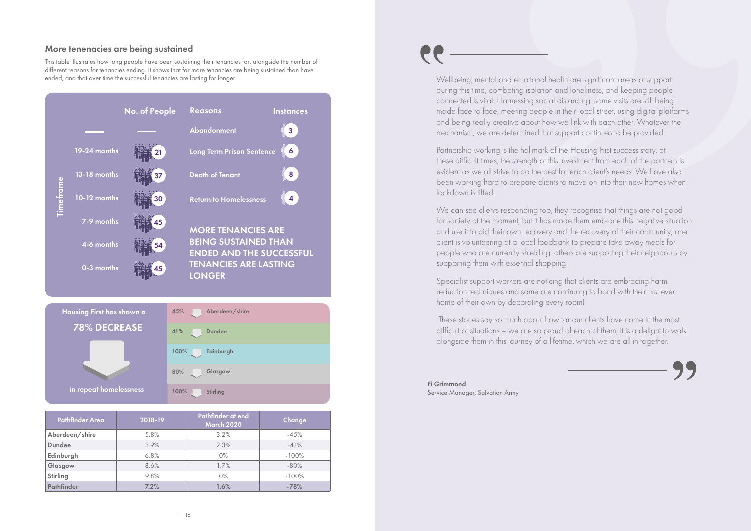## More tenancies are being sustained

This table illustrates how long people have been sustaining their tenancies for, alongside the number of different reasons for tenancies ending. It shows that far more tenancies are being sustained than have ended, and that over time the successful tenancies are lasting for longer.

| Timeframe | No. of People |
|---|---|
| 19-24 months | 21 |
| 13-18 months | 37 |
| 10-12 months | 30 |
| 7-9 months | 45 |
| 4-6 months | 54 |
| 0-3 months | 45 |

| Reasons | Instances |
|---|---|
| Abandonment | 3 |
| Long Term Prison Sentence | 6 |
| Death of Tenant | 8 |
| Return to Homelessness | 4 |

**MORE TENANCIES ARE BEING SUSTAINED THAN ENDED AND THE SUCCESSFUL TENANCIES ARE LASTING LONGER**

Housing First has shown a **78% DECREASE** in repeat homelessness

- 45% Aberdeen/shire
- 41% Dundee
- 100% Edinburgh
- 80% Glasgow
- 100% Stirling

| Pathfinder Area | 2018-19 | Pathfinder at end March 2020 | Change |
|---|---|---|---|
| Aberdeen/shire | 5.8% | 3.2% | -45% |
| Dundee | 3.9% | 2.3% | -41% |
| Edinburgh | 6.8% | 0% | -100% |
| Glasgow | 8.6% | 1.7% | -80% |
| Stirling | 9.8% | 0% | -100% |
| Pathfinder | 7.2% | 1.6% | -78% |

> Wellbeing, mental and emotional health are significant areas of support during this time, combating isolation and loneliness, and keeping people connected is vital. Harnessing social distancing, some visits are still being made face to face, meeting people in their local street, using digital platforms and being really creative about how we link with each other. Whatever the mechanism, we are determined that support continues to be provided.
>
> Partnership working is the hallmark of the Housing First success story, at these difficult times, the strength of this investment from each of the partners is evident as we all strive to do the best for each client's needs. We have also been working hard to prepare clients to move on into their new homes when lockdown is lifted.
>
> We can see clients responding too, they recognise that things are not good for society at the moment, but it has made them embrace this negative situation and use it to aid their own recovery and the recovery of their community; one client is volunteering at a local foodbank to prepare take away meals for people who are currently shielding, others are supporting their neighbours by supporting them with essential shopping.
>
> Specialist support workers are noticing that clients are embracing harm reduction techniques and some are continuing to bond with their first ever home of their own by decorating every room!
>
> These stories say so much about how far our clients have come in the most difficult of situations – we are so proud of each of them, it is a delight to walk alongside them in this journey of a lifetime, which we are all in together.

**Fi Grimmond**
Service Manager, Salvation Army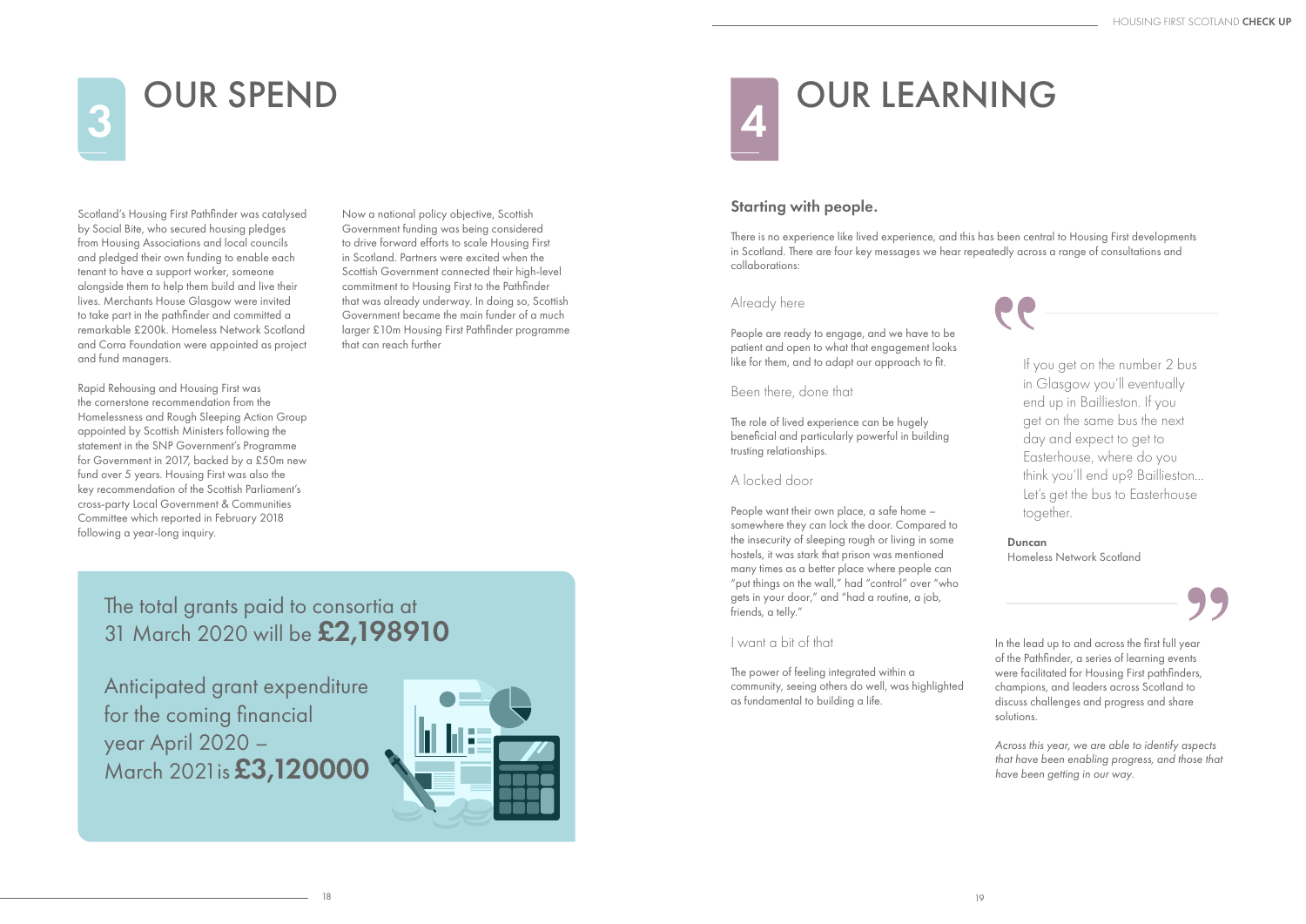# 3 OUR SPEND

Scotland's Housing First Pathfinder was catalysed by Social Bite, who secured housing pledges from Housing Associations and local councils and pledged their own funding to enable each tenant to have a support worker, someone alongside them to help them build and live their lives. Merchants House Glasgow were invited to take part in the pathfinder and committed a remarkable £200k. Homeless Network Scotland and Corra Foundation were appointed as project and fund managers.

Rapid Rehousing and Housing First was the cornerstone recommendation from the Homelessness and Rough Sleeping Action Group appointed by Scottish Ministers following the statement in the SNP Government's Programme for Government in 2017, backed by a £50m new fund over 5 years. Housing First was also the key recommendation of the Scottish Parliament's cross-party Local Government & Communities Committee which reported in February 2018 following a year-long inquiry.

Now a national policy objective, Scottish Government funding was being considered to drive forward efforts to scale Housing First in Scotland. Partners were excited when the Scottish Government connected their high-level commitment to Housing First to the Pathfinder that was already underway. In doing so, Scottish Government became the main funder of a much larger £10m Housing First Pathfinder programme that can reach further

The total grants paid to consortia at 31 March 2020 will be **£2,198910**

Anticipated grant expenditure for the coming financial year April 2020 – March 2021 is **£3,120000**

# 4 OUR LEARNING

## Starting with people.

There is no experience like lived experience, and this has been central to Housing First developments in Scotland. There are four key messages we hear repeatedly across a range of consultations and collaborations:

### Already here

People are ready to engage, and we have to be patient and open to what that engagement looks like for them, and to adapt our approach to fit.

### Been there, done that

The role of lived experience can be hugely beneficial and particularly powerful in building trusting relationships.

### A locked door

People want their own place, a safe home – somewhere they can lock the door. Compared to the insecurity of sleeping rough or living in some hostels, it was stark that prison was mentioned many times as a better place where people can "put things on the wall," had "control" over "who gets in your door," and "had a routine, a job, friends, a telly."

### I want a bit of that

The power of feeling integrated within a community, seeing others do well, was highlighted as fundamental to building a life.

> If you get on the number 2 bus in Glasgow you'll eventually end up in Baillieston. If you get on the same bus the next day and expect to get to Easterhouse, where do you think you'll end up? Baillieston... Let's get the bus to Easterhouse together.
>
> **Duncan**
> Homeless Network Scotland

In the lead up to and across the first full year of the Pathfinder, a series of learning events were facilitated for Housing First pathfinders, champions, and leaders across Scotland to discuss challenges and progress and share solutions.

*Across this year, we are able to identify aspects that have been enabling progress, and those that have been getting in our way.*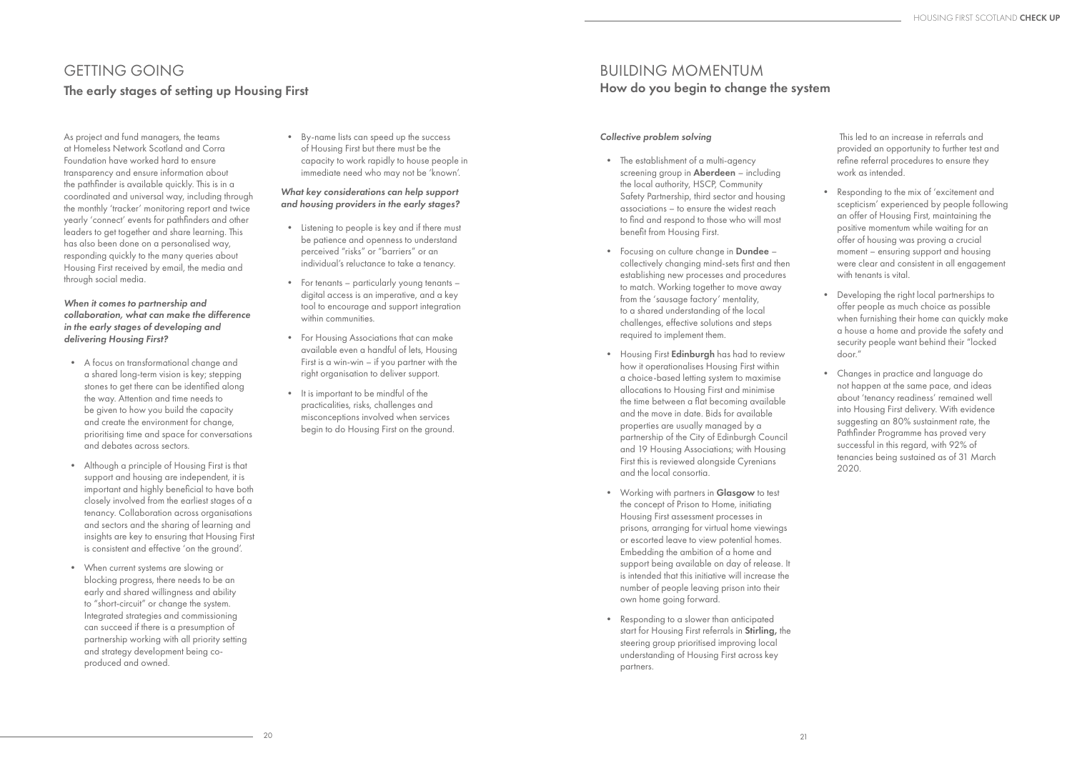# GETTING GOING

## The early stages of setting up Housing First

As project and fund managers, the teams at Homeless Network Scotland and Corra Foundation have worked hard to ensure transparency and ensure information about the pathfinder is available quickly. This is in a coordinated and universal way, including through the monthly 'tracker' monitoring report and twice yearly 'connect' events for pathfinders and other leaders to get together and share learning. This has also been done on a personalised way, responding quickly to the many queries about Housing First received by email, the media and through social media.

***When it comes to partnership and collaboration, what can make the difference in the early stages of developing and delivering Housing First?***

- A focus on transformational change and a shared long-term vision is key; stepping stones to get there can be identified along the way. Attention and time needs to be given to how you build the capacity and create the environment for change, prioritising time and space for conversations and debates across sectors.
- Although a principle of Housing First is that support and housing are independent, it is important and highly beneficial to have both closely involved from the earliest stages of a tenancy. Collaboration across organisations and sectors and the sharing of learning and insights are key to ensuring that Housing First is consistent and effective 'on the ground'.
- When current systems are slowing or blocking progress, there needs to be an early and shared willingness and ability to "short-circuit" or change the system. Integrated strategies and commissioning can succeed if there is a presumption of partnership working with all priority setting and strategy development being co-produced and owned.
- By-name lists can speed up the success of Housing First but there must be the capacity to work rapidly to house people in immediate need who may not be 'known'.

***What key considerations can help support and housing providers in the early stages?***

- Listening to people is key and if there must be patience and openness to understand perceived "risks" or "barriers" or an individual's reluctance to take a tenancy.
- For tenants – particularly young tenants – digital access is an imperative, and a key tool to encourage and support integration within communities.
- For Housing Associations that can make available even a handful of lets, Housing First is a win-win – if you partner with the right organisation to deliver support.
- It is important to be mindful of the practicalities, risks, challenges and misconceptions involved when services begin to do Housing First on the ground.

# BUILDING MOMENTUM

## How do you begin to change the system

***Collective problem solving***

- The establishment of a multi-agency screening group in **Aberdeen** – including the local authority, HSCP, Community Safety Partnership, third sector and housing associations – to ensure the widest reach to find and respond to those who will most benefit from Housing First.
- Focusing on culture change in **Dundee** – collectively changing mind-sets first and then establishing new processes and procedures to match. Working together to move away from the 'sausage factory' mentality, to a shared understanding of the local challenges, effective solutions and steps required to implement them.
- Housing First **Edinburgh** has had to review how it operationalises Housing First within a choice-based letting system to maximise allocations to Housing First and minimise the time between a flat becoming available and the move in date. Bids for available properties are usually managed by a partnership of the City of Edinburgh Council and 19 Housing Associations; with Housing First this is reviewed alongside Cyrenians and the local consortia.
- Working with partners in **Glasgow** to test the concept of Prison to Home, initiating Housing First assessment processes in prisons, arranging for virtual home viewings or escorted leave to view potential homes. Embedding the ambition of a home and support being available on day of release. It is intended that this initiative will increase the number of people leaving prison into their own home going forward.
- Responding to a slower than anticipated start for Housing First referrals in **Stirling,** the steering group prioritised improving local understanding of Housing First across key partners. This led to an increase in referrals and provided an opportunity to further test and refine referral procedures to ensure they work as intended.
- Responding to the mix of 'excitement and scepticism' experienced by people following an offer of Housing First, maintaining the positive momentum while waiting for an offer of housing was proving a crucial moment – ensuring support and housing were clear and consistent in all engagement with tenants is vital.
- Developing the right local partnerships to offer people as much choice as possible when furnishing their home can quickly make a house a home and provide the safety and security people want behind their "locked door."
- Changes in practice and language do not happen at the same pace, and ideas about 'tenancy readiness' remained well into Housing First delivery. With evidence suggesting an 80% sustainment rate, the Pathfinder Programme has proved very successful in this regard, with 92% of tenancies being sustained as of 31 March 2020.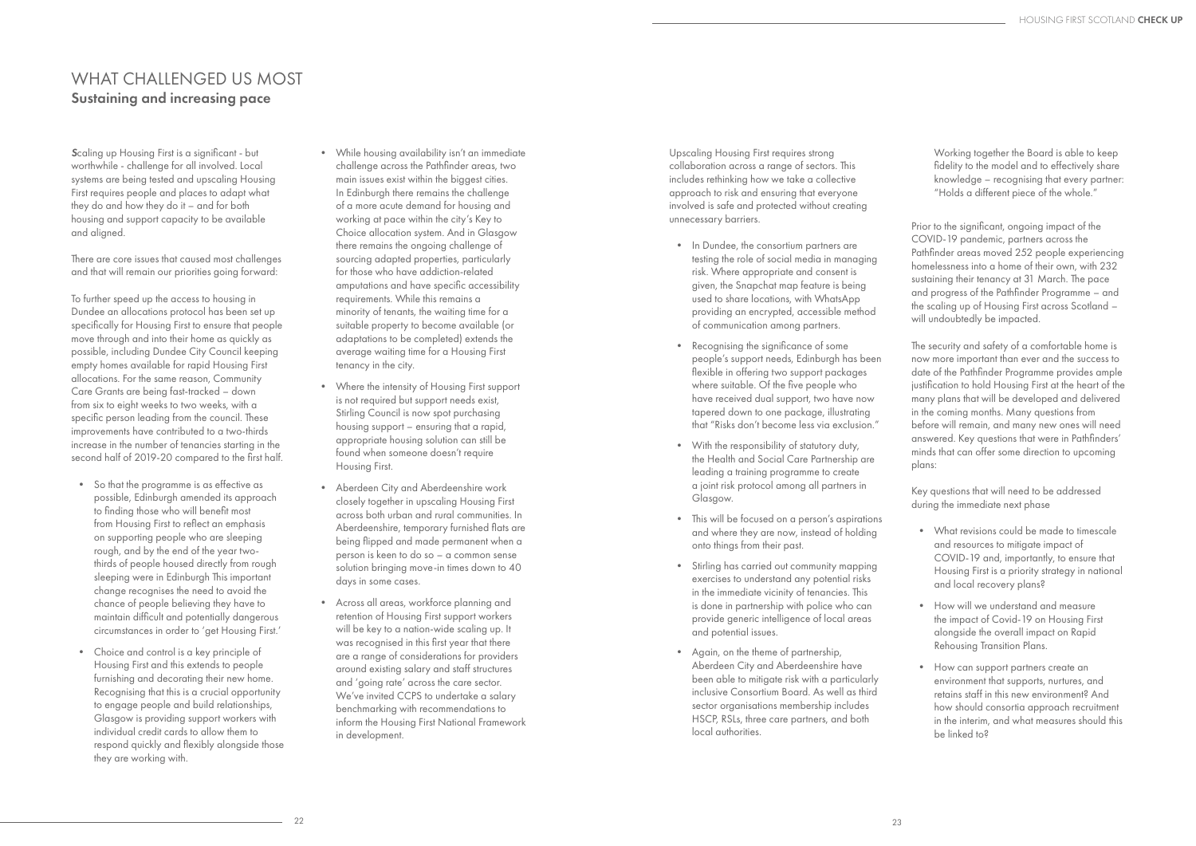# WHAT CHALLENGED US MOST

## Sustaining and increasing pace

Scaling up Housing First is a significant - but worthwhile - challenge for all involved. Local systems are being tested and upscaling Housing First requires people and places to adapt what they do and how they do it – and for both housing and support capacity to be available and aligned.

There are core issues that caused most challenges and that will remain our priorities going forward:

To further speed up the access to housing in Dundee an allocations protocol has been set up specifically for Housing First to ensure that people move through and into their home as quickly as possible, including Dundee City Council keeping empty homes available for rapid Housing First allocations. For the same reason, Community Care Grants are being fast-tracked – down from six to eight weeks to two weeks, with a specific person leading from the council. These improvements have contributed to a two-thirds increase in the number of tenancies starting in the second half of 2019-20 compared to the first half.

- So that the programme is as effective as possible, Edinburgh amended its approach to finding those who will benefit most from Housing First to reflect an emphasis on supporting people who are sleeping rough, and by the end of the year two-thirds of people housed directly from rough sleeping were in Edinburgh This important change recognises the need to avoid the chance of people believing they have to maintain difficult and potentially dangerous circumstances in order to 'get Housing First.'
- Choice and control is a key principle of Housing First and this extends to people furnishing and decorating their new home. Recognising that this is a crucial opportunity to engage people and build relationships, Glasgow is providing support workers with individual credit cards to allow them to respond quickly and flexibly alongside those they are working with.
- While housing availability isn't an immediate challenge across the Pathfinder areas, two main issues exist within the biggest cities. In Edinburgh there remains the challenge of a more acute demand for housing and working at pace within the city's Key to Choice allocation system. And in Glasgow there remains the ongoing challenge of sourcing adapted properties, particularly for those who have addiction-related amputations and have specific accessibility requirements. While this remains a minority of tenants, the waiting time for a suitable property to become available (or adaptations to be completed) extends the average waiting time for a Housing First tenancy in the city.
- Where the intensity of Housing First support is not required but support needs exist, Stirling Council is now spot purchasing housing support – ensuring that a rapid, appropriate housing solution can still be found when someone doesn't require Housing First.
- Aberdeen City and Aberdeenshire work closely together in upscaling Housing First across both urban and rural communities. In Aberdeenshire, temporary furnished flats are being flipped and made permanent when a person is keen to do so – a common sense solution bringing move-in times down to 40 days in some cases.
- Across all areas, workforce planning and retention of Housing First support workers will be key to a nation-wide scaling up. It was recognised in this first year that there are a range of considerations for providers around existing salary and staff structures and 'going rate' across the care sector. We've invited CCPS to undertake a salary benchmarking with recommendations to inform the Housing First National Framework in development.

Upscaling Housing First requires strong collaboration across a range of sectors. This includes rethinking how we take a collective approach to risk and ensuring that everyone involved is safe and protected without creating unnecessary barriers.

- In Dundee, the consortium partners are testing the role of social media in managing risk. Where appropriate and consent is given, the Snapchat map feature is being used to share locations, with WhatsApp providing an encrypted, accessible method of communication among partners.
- Recognising the significance of some people's support needs, Edinburgh has been flexible in offering two support packages where suitable. Of the five people who have received dual support, two have now tapered down to one package, illustrating that "Risks don't become less via exclusion."
- With the responsibility of statutory duty, the Health and Social Care Partnership are leading a training programme to create a joint risk protocol among all partners in Glasgow.
- This will be focused on a person's aspirations and where they are now, instead of holding onto things from their past.
- Stirling has carried out community mapping exercises to understand any potential risks in the immediate vicinity of tenancies. This is done in partnership with police who can provide generic intelligence of local areas and potential issues.
- Again, on the theme of partnership, Aberdeen City and Aberdeenshire have been able to mitigate risk with a particularly inclusive Consortium Board. As well as third sector organisations membership includes HSCP, RSLs, three care partners, and both local authorities.

  Working together the Board is able to keep fidelity to the model and to effectively share knowledge – recognising that every partner: "Holds a different piece of the whole."

Prior to the significant, ongoing impact of the COVID-19 pandemic, partners across the Pathfinder areas moved 252 people experiencing homelessness into a home of their own, with 232 sustaining their tenancy at 31 March. The pace and progress of the Pathfinder Programme – and the scaling up of Housing First across Scotland – will undoubtedly be impacted.

The security and safety of a comfortable home is now more important than ever and the success to date of the Pathfinder Programme provides ample justification to hold Housing First at the heart of the many plans that will be developed and delivered in the coming months. Many questions from before will remain, and many new ones will need answered. Key questions that were in Pathfinders' minds that can offer some direction to upcoming plans:

Key questions that will need to be addressed during the immediate next phase

- What revisions could be made to timescale and resources to mitigate impact of COVID-19 and, importantly, to ensure that Housing First is a priority strategy in national and local recovery plans?
- How will we understand and measure the impact of Covid-19 on Housing First alongside the overall impact on Rapid Rehousing Transition Plans.
- How can support partners create an environment that supports, nurtures, and retains staff in this new environment? And how should consortia approach recruitment in the interim, and what measures should this be linked to?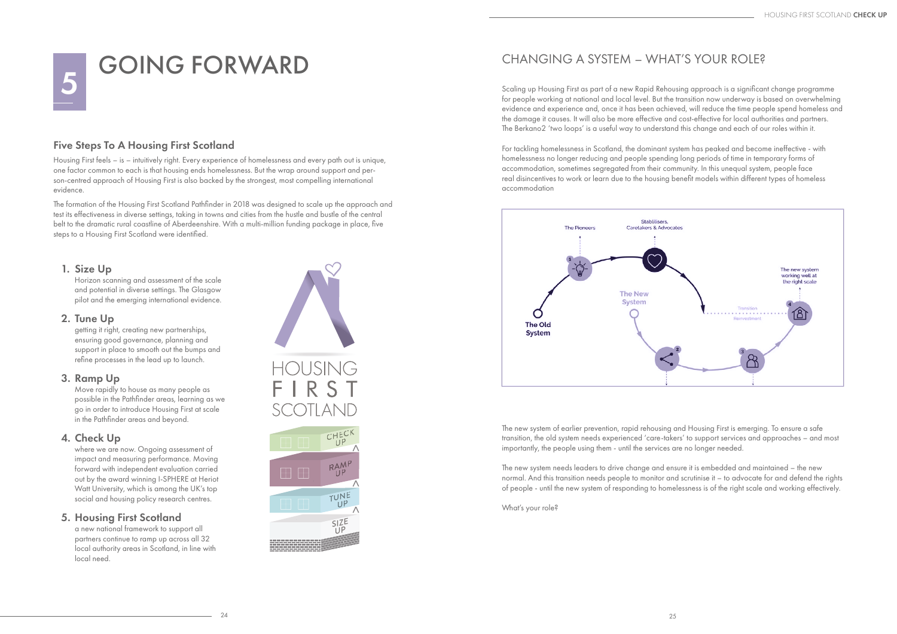# 5 GOING FORWARD

## Five Steps To A Housing First Scotland

Housing First feels – is – intuitively right. Every experience of homelessness and every path out is unique, one factor common to each is that housing ends homelessness. But the wrap around support and person-centred approach of Housing First is also backed by the strongest, most compelling international evidence.

The formation of the Housing First Scotland Pathfinder in 2018 was designed to scale up the approach and test its effectiveness in diverse settings, taking in towns and cities from the hustle and bustle of the central belt to the dramatic rural coastline of Aberdeenshire. With a multi-million funding package in place, five steps to a Housing First Scotland were identified.

1. **Size Up**
   Horizon scanning and assessment of the scale and potential in diverse settings. The Glasgow pilot and the emerging international evidence.
2. **Tune Up**
   getting it right, creating new partnerships, ensuring good governance, planning and support in place to smooth out the bumps and refine processes in the lead up to launch.
3. **Ramp Up**
   Move rapidly to house as many people as possible in the Pathfinder areas, learning as we go in order to introduce Housing First at scale in the Pathfinder areas and beyond.
4. **Check Up**
   where we are now. Ongoing assessment of impact and measuring performance. Moving forward with independent evaluation carried out by the award winning I-SPHERE at Heriot Watt University, which is among the UK's top social and housing policy research centres.
5. **Housing First Scotland**
   a new national framework to support all partners continue to ramp up across all 32 local authority areas in Scotland, in line with local need.

## CHANGING A SYSTEM – WHAT'S YOUR ROLE?

Scaling up Housing First as part of a new Rapid Rehousing approach is a significant change programme for people working at national and local level. But the transition now underway is based on overwhelming evidence and experience and, once it has been achieved, will reduce the time people spend homeless and the damage it causes. It will also be more effective and cost-effective for local authorities and partners. The Berkano2 'two loops' is a useful way to understand this change and each of our roles within it.

For tackling homelessness in Scotland, the dominant system has peaked and become ineffective - with homelessness no longer reducing and people spending long periods of time in temporary forms of accommodation, sometimes segregated from their community. In this unequal system, people face real disincentives to work or learn due to the housing benefit models within different types of homeless accommodation

The new system of earlier prevention, rapid rehousing and Housing First is emerging. To ensure a safe transition, the old system needs experienced 'care-takers' to support services and approaches – and most importantly, the people using them - until the services are no longer needed.

The new system needs leaders to drive change and ensure it is embedded and maintained – the new normal. And this transition needs people to monitor and scrutinise it – to advocate for and defend the rights of people - until the new system of responding to homelessness is of the right scale and working effectively.

What's your role?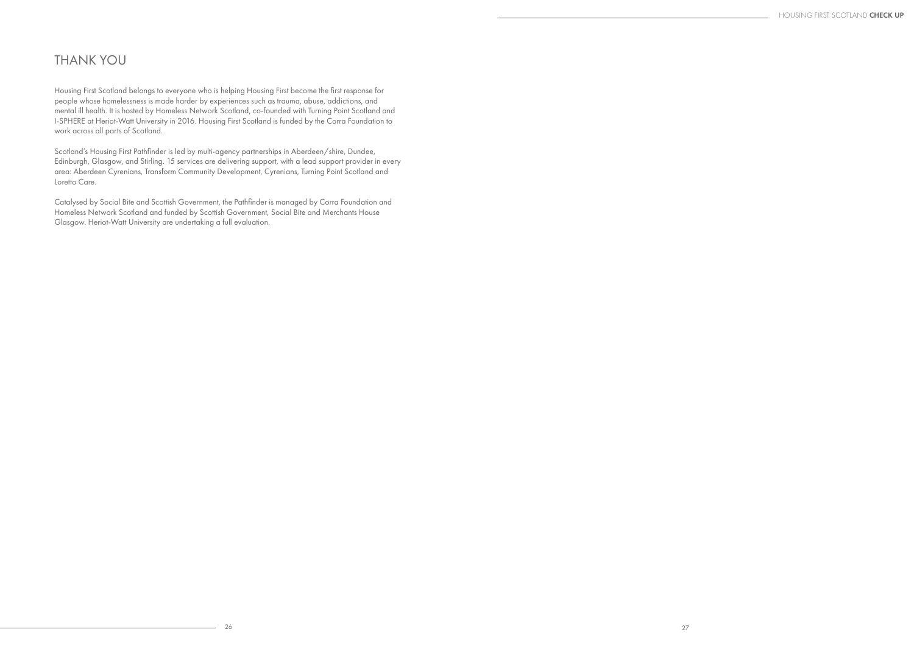## THANK YOU

Housing First Scotland belongs to everyone who is helping Housing First become the first response for people whose homelessness is made harder by experiences such as trauma, abuse, addictions, and mental ill health. It is hosted by Homeless Network Scotland, co-founded with Turning Point Scotland and I-SPHERE at Heriot-Watt University in 2016. Housing First Scotland is funded by the Corra Foundation to work across all parts of Scotland.

Scotland's Housing First Pathfinder is led by multi-agency partnerships in Aberdeen/shire, Dundee, Edinburgh, Glasgow, and Stirling. 15 services are delivering support, with a lead support provider in every area: Aberdeen Cyrenians, Transform Community Development, Cyrenians, Turning Point Scotland and Loretto Care.

Catalysed by Social Bite and Scottish Government, the Pathfinder is managed by Corra Foundation and Homeless Network Scotland and funded by Scottish Government, Social Bite and Merchants House Glasgow. Heriot-Watt University are undertaking a full evaluation.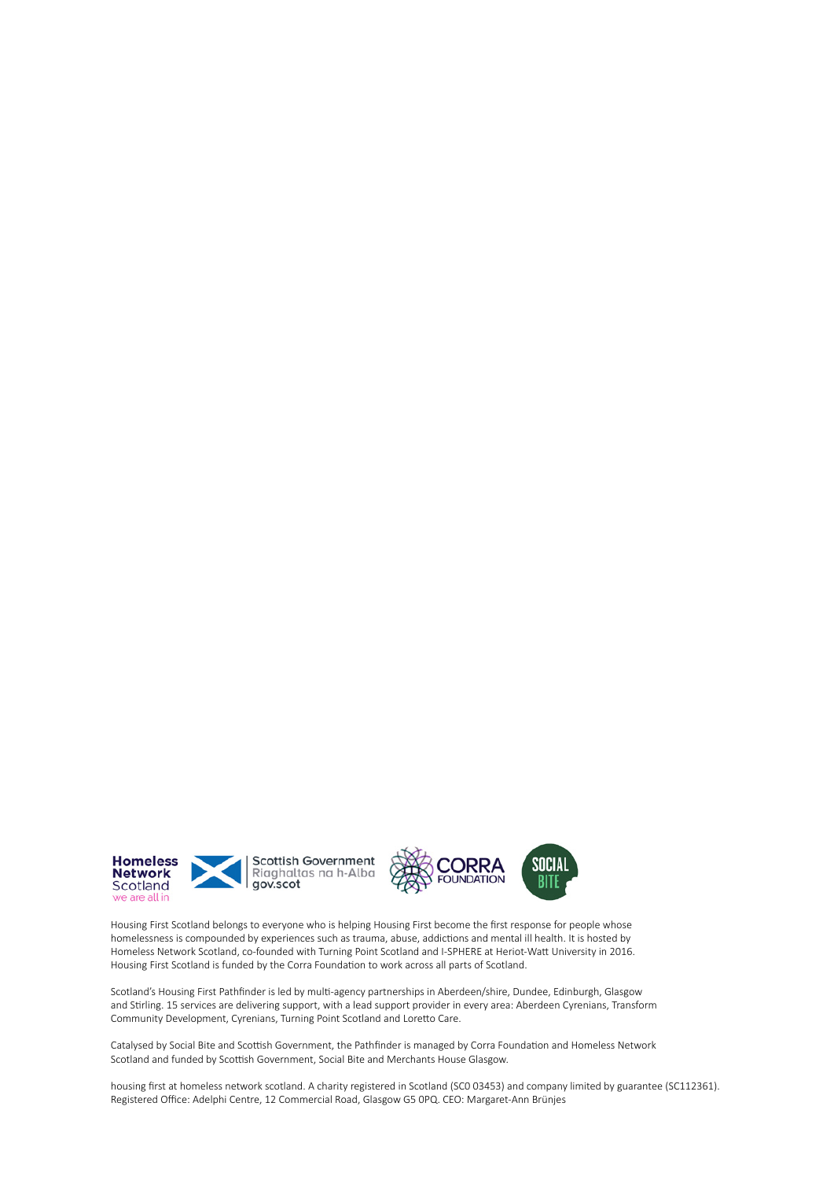Housing First Scotland belongs to everyone who is helping Housing First become the first response for people whose homelessness is compounded by experiences such as trauma, abuse, addictions and mental ill health. It is hosted by Homeless Network Scotland, co-founded with Turning Point Scotland and I-SPHERE at Heriot-Watt University in 2016. Housing First Scotland is funded by the Corra Foundation to work across all parts of Scotland.

Scotland's Housing First Pathfinder is led by multi-agency partnerships in Aberdeen/shire, Dundee, Edinburgh, Glasgow and Stirling. 15 services are delivering support, with a lead support provider in every area: Aberdeen Cyrenians, Transform Community Development, Cyrenians, Turning Point Scotland and Loretto Care.

Catalysed by Social Bite and Scottish Government, the Pathfinder is managed by Corra Foundation and Homeless Network Scotland and funded by Scottish Government, Social Bite and Merchants House Glasgow.

housing first at homeless network scotland. A charity registered in Scotland (SC0 03453) and company limited by guarantee (SC112361). Registered Office: Adelphi Centre, 12 Commercial Road, Glasgow G5 0PQ. CEO: Margaret-Ann Brünjes